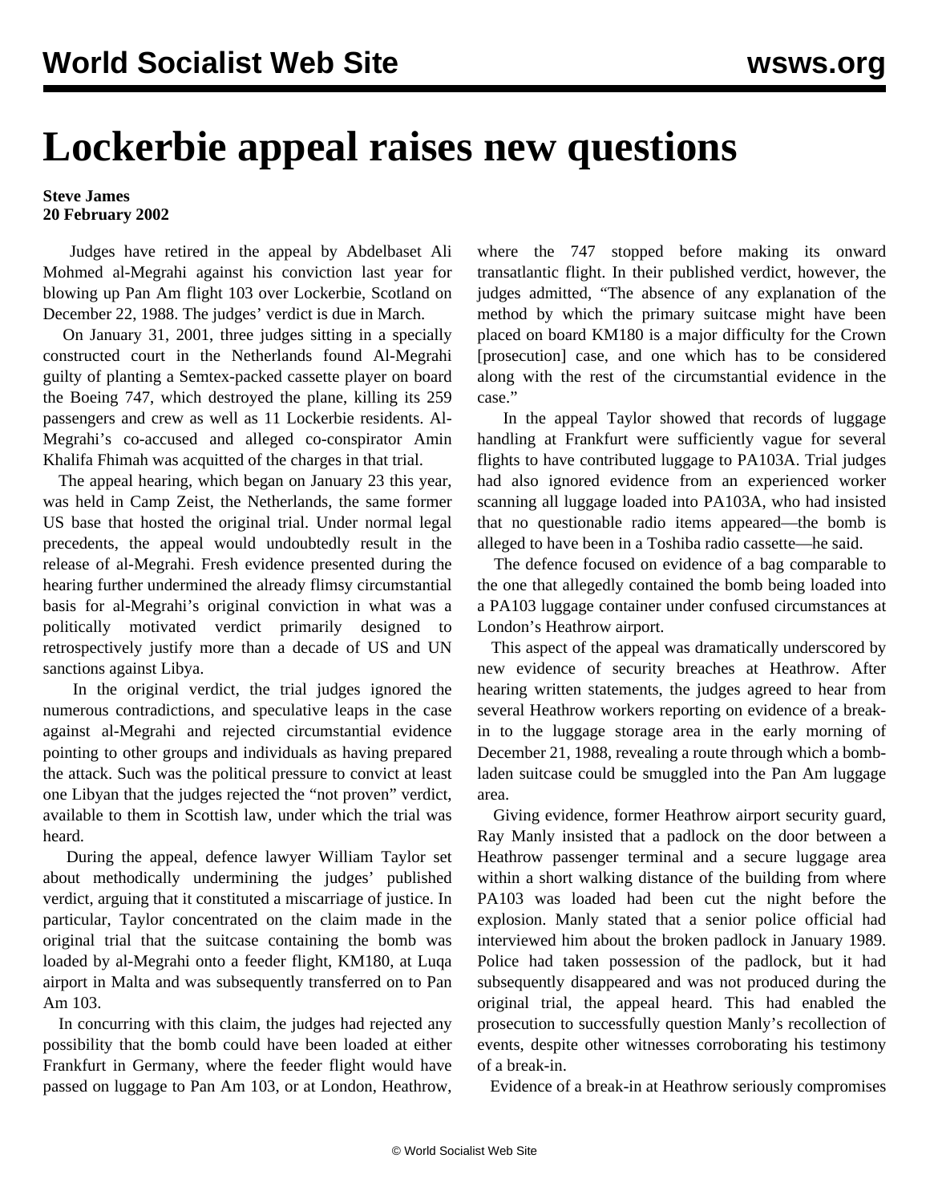# Lockerbie appeal raises new questions

**Steve James**
**20 February 2002**

Judges have retired in the appeal by Abdelbaset Ali Mohmed al-Megrahi against his conviction last year for blowing up Pan Am flight 103 over Lockerbie, Scotland on December 22, 1988. The judges' verdict is due in March.

On January 31, 2001, three judges sitting in a specially constructed court in the Netherlands found Al-Megrahi guilty of planting a Semtex-packed cassette player on board the Boeing 747, which destroyed the plane, killing its 259 passengers and crew as well as 11 Lockerbie residents. Al-Megrahi's co-accused and alleged co-conspirator Amin Khalifa Fhimah was acquitted of the charges in that trial.

The appeal hearing, which began on January 23 this year, was held in Camp Zeist, the Netherlands, the same former US base that hosted the original trial. Under normal legal precedents, the appeal would undoubtedly result in the release of al-Megrahi. Fresh evidence presented during the hearing further undermined the already flimsy circumstantial basis for al-Megrahi's original conviction in what was a politically motivated verdict primarily designed to retrospectively justify more than a decade of US and UN sanctions against Libya.

In the original verdict, the trial judges ignored the numerous contradictions, and speculative leaps in the case against al-Megrahi and rejected circumstantial evidence pointing to other groups and individuals as having prepared the attack. Such was the political pressure to convict at least one Libyan that the judges rejected the "not proven" verdict, available to them in Scottish law, under which the trial was heard.

During the appeal, defence lawyer William Taylor set about methodically undermining the judges' published verdict, arguing that it constituted a miscarriage of justice. In particular, Taylor concentrated on the claim made in the original trial that the suitcase containing the bomb was loaded by al-Megrahi onto a feeder flight, KM180, at Luqa airport in Malta and was subsequently transferred on to Pan Am 103.

In concurring with this claim, the judges had rejected any possibility that the bomb could have been loaded at either Frankfurt in Germany, where the feeder flight would have passed on luggage to Pan Am 103, or at London, Heathrow, where the 747 stopped before making its onward transatlantic flight. In their published verdict, however, the judges admitted, "The absence of any explanation of the method by which the primary suitcase might have been placed on board KM180 is a major difficulty for the Crown [prosecution] case, and one which has to be considered along with the rest of the circumstantial evidence in the case."

In the appeal Taylor showed that records of luggage handling at Frankfurt were sufficiently vague for several flights to have contributed luggage to PA103A. Trial judges had also ignored evidence from an experienced worker scanning all luggage loaded into PA103A, who had insisted that no questionable radio items appeared—the bomb is alleged to have been in a Toshiba radio cassette—he said.

The defence focused on evidence of a bag comparable to the one that allegedly contained the bomb being loaded into a PA103 luggage container under confused circumstances at London's Heathrow airport.

This aspect of the appeal was dramatically underscored by new evidence of security breaches at Heathrow. After hearing written statements, the judges agreed to hear from several Heathrow workers reporting on evidence of a break-in to the luggage storage area in the early morning of December 21, 1988, revealing a route through which a bomb-laden suitcase could be smuggled into the Pan Am luggage area.

Giving evidence, former Heathrow airport security guard, Ray Manly insisted that a padlock on the door between a Heathrow passenger terminal and a secure luggage area within a short walking distance of the building from where PA103 was loaded had been cut the night before the explosion. Manly stated that a senior police official had interviewed him about the broken padlock in January 1989. Police had taken possession of the padlock, but it had subsequently disappeared and was not produced during the original trial, the appeal heard. This had enabled the prosecution to successfully question Manly's recollection of events, despite other witnesses corroborating his testimony of a break-in.

Evidence of a break-in at Heathrow seriously compromises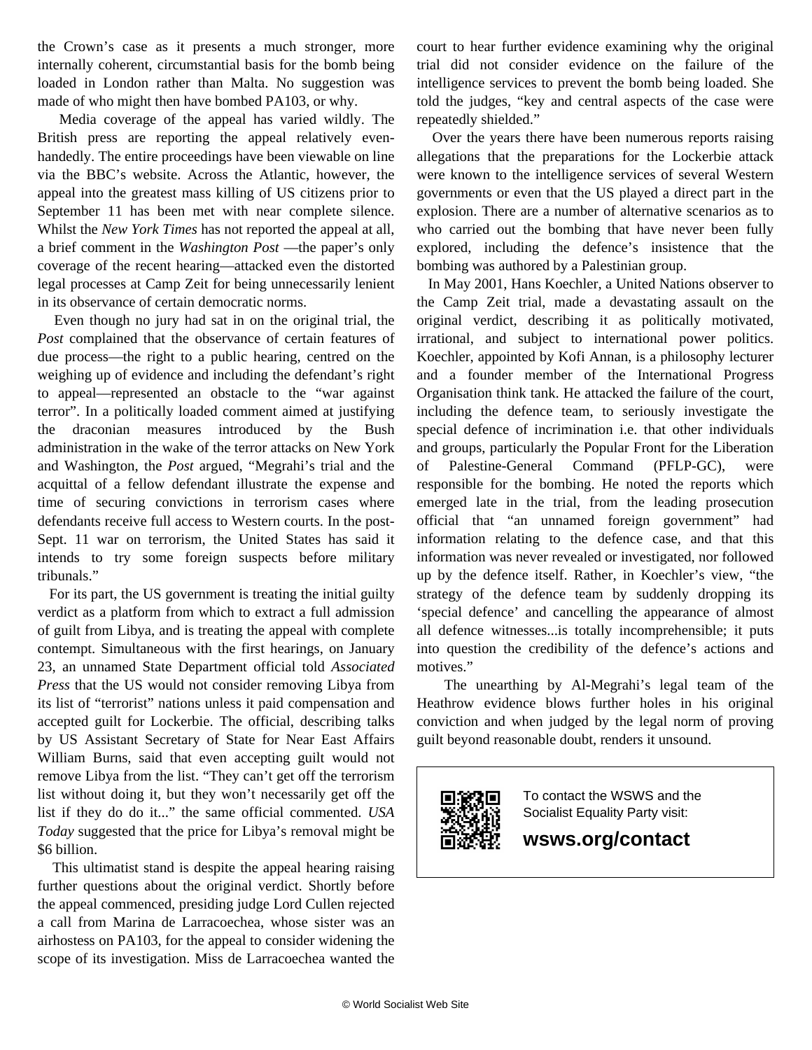the Crown's case as it presents a much stronger, more internally coherent, circumstantial basis for the bomb being loaded in London rather than Malta. No suggestion was made of who might then have bombed PA103, or why.

Media coverage of the appeal has varied wildly. The British press are reporting the appeal relatively even-handedly. The entire proceedings have been viewable on line via the BBC's website. Across the Atlantic, however, the appeal into the greatest mass killing of US citizens prior to September 11 has been met with near complete silence. Whilst the *New York Times* has not reported the appeal at all, a brief comment in the *Washington Post* —the paper's only coverage of the recent hearing—attacked even the distorted legal processes at Camp Zeit for being unnecessarily lenient in its observance of certain democratic norms.

Even though no jury had sat in on the original trial, the *Post* complained that the observance of certain features of due process—the right to a public hearing, centred on the weighing up of evidence and including the defendant's right to appeal—represented an obstacle to the "war against terror". In a politically loaded comment aimed at justifying the draconian measures introduced by the Bush administration in the wake of the terror attacks on New York and Washington, the *Post* argued, "Megrahi's trial and the acquittal of a fellow defendant illustrate the expense and time of securing convictions in terrorism cases where defendants receive full access to Western courts. In the post-Sept. 11 war on terrorism, the United States has said it intends to try some foreign suspects before military tribunals."

For its part, the US government is treating the initial guilty verdict as a platform from which to extract a full admission of guilt from Libya, and is treating the appeal with complete contempt. Simultaneous with the first hearings, on January 23, an unnamed State Department official told *Associated Press* that the US would not consider removing Libya from its list of "terrorist" nations unless it paid compensation and accepted guilt for Lockerbie. The official, describing talks by US Assistant Secretary of State for Near East Affairs William Burns, said that even accepting guilt would not remove Libya from the list. "They can't get off the terrorism list without doing it, but they won't necessarily get off the list if they do do it..." the same official commented. *USA Today* suggested that the price for Libya's removal might be $6 billion.

This ultimatist stand is despite the appeal hearing raising further questions about the original verdict. Shortly before the appeal commenced, presiding judge Lord Cullen rejected a call from Marina de Larracoechea, whose sister was an airhostess on PA103, for the appeal to consider widening the scope of its investigation. Miss de Larracoechea wanted the court to hear further evidence examining why the original trial did not consider evidence on the failure of the intelligence services to prevent the bomb being loaded. She told the judges, "key and central aspects of the case were repeatedly shielded."

Over the years there have been numerous reports raising allegations that the preparations for the Lockerbie attack were known to the intelligence services of several Western governments or even that the US played a direct part in the explosion. There are a number of alternative scenarios as to who carried out the bombing that have never been fully explored, including the defence's insistence that the bombing was authored by a Palestinian group.

In May 2001, Hans Koechler, a United Nations observer to the Camp Zeit trial, made a devastating assault on the original verdict, describing it as politically motivated, irrational, and subject to international power politics. Koechler, appointed by Kofi Annan, is a philosophy lecturer and a founder member of the International Progress Organisation think tank. He attacked the failure of the court, including the defence team, to seriously investigate the special defence of incrimination i.e. that other individuals and groups, particularly the Popular Front for the Liberation of Palestine-General Command (PFLP-GC), were responsible for the bombing. He noted the reports which emerged late in the trial, from the leading prosecution official that "an unnamed foreign government" had information relating to the defence case, and that this information was never revealed or investigated, nor followed up by the defence itself. Rather, in Koechler's view, "the strategy of the defence team by suddenly dropping its 'special defence' and cancelling the appearance of almost all defence witnesses...is totally incomprehensible; it puts into question the credibility of the defence's actions and motives."

The unearthing by Al-Megrahi's legal team of the Heathrow evidence blows further holes in his original conviction and when judged by the legal norm of proving guilt beyond reasonable doubt, renders it unsound.

To contact the WSWS and the Socialist Equality Party visit:

**wsws.org/contact**